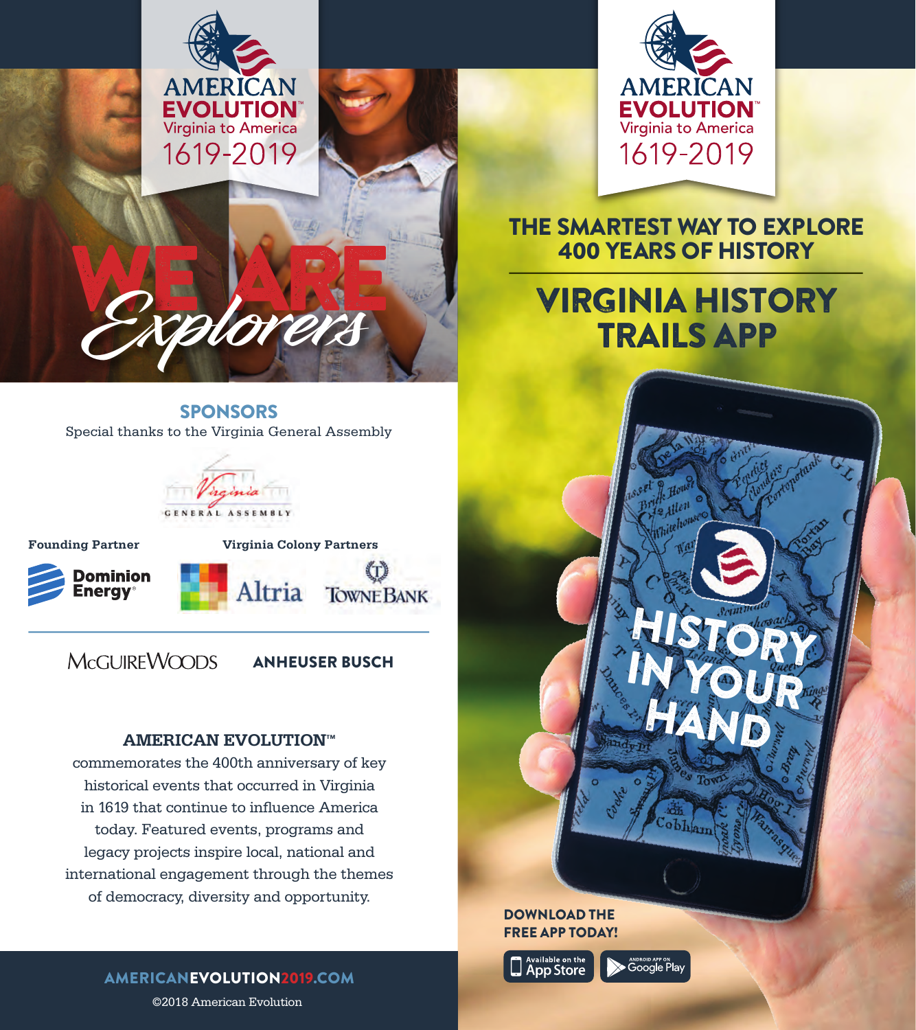# AMERICAN EVOLUTION™

Virginia to America

1619-2019

**WE ARE** *Explorers*

## SPONSORS

Special thanks to the Virginia General Assembly

Virginia GENERAL ASSEMBLY

**Founding Partner**

Dominion Energy®

**Virginia Colony Partners**

Altria

TowneBank

McGuireWoods

ANHEUSER BUSCH

### AMERICAN EVOLUTION™

commemorates the 400th anniversary of key historical events that occurred in Virginia in 1619 that continue to influence America today. Featured events, programs and legacy projects inspire local, national and international engagement through the themes of democracy, diversity and opportunity.

**AMERICANEVOLUTION2019.COM**

©2018 American Evolution

# AMERICAN EVOLUTION™

Virginia to America

1619-2019

## THE SMARTEST WAY TO EXPLORE 400 YEARS OF HISTORY

## VIRGINIA HISTORY TRAILS APP

**HISTORY IN YOUR HAND**

**DOWNLOAD THE FREE APP TODAY!**

Available on the App Store

Android App on Google Play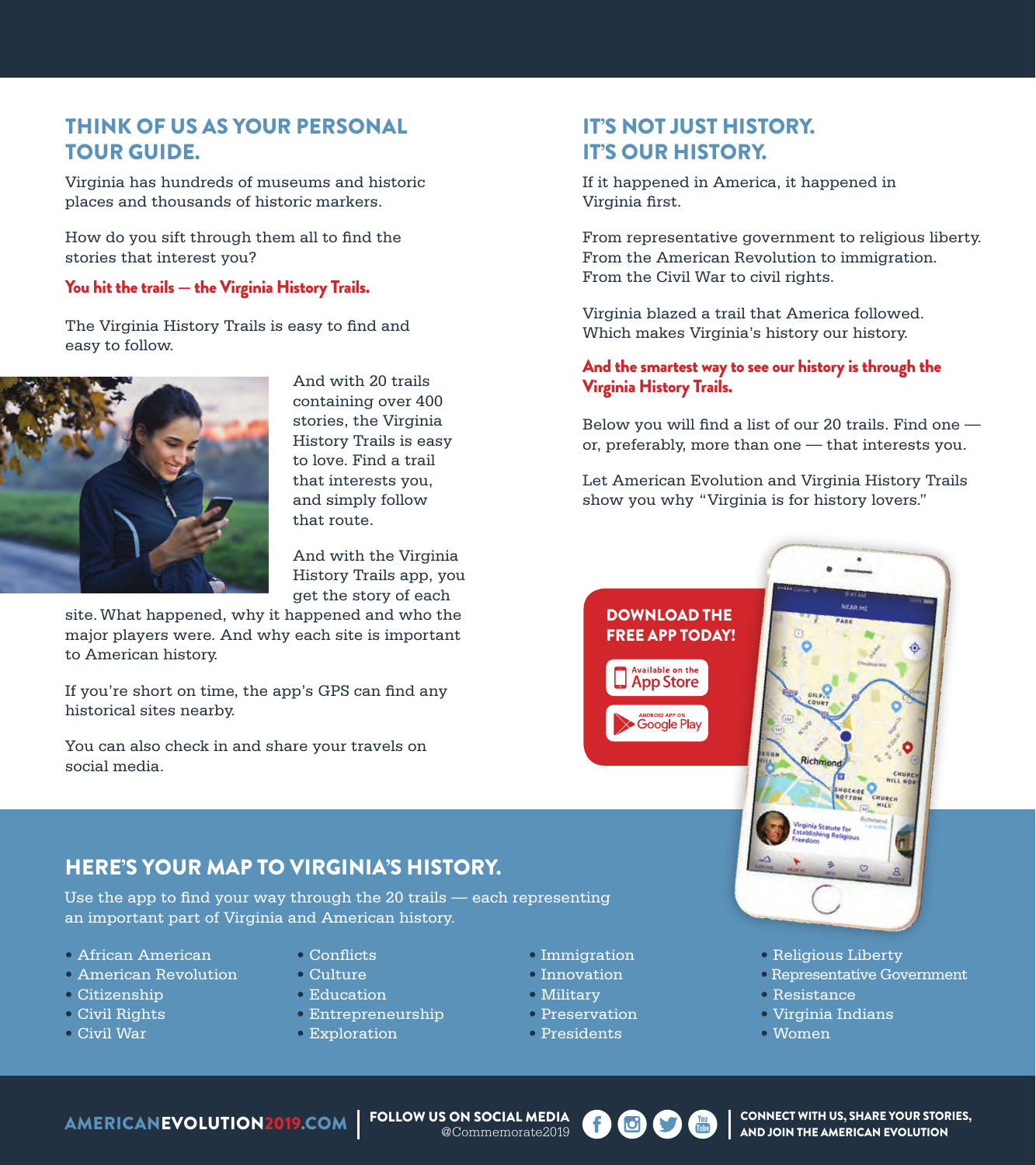## THINK OF US AS YOUR PERSONAL TOUR GUIDE.

Virginia has hundreds of museums and historic places and thousands of historic markers.

How do you sift through them all to find the stories that interest you?

**You hit the trails — the Virginia History Trails.**

The Virginia History Trails is easy to find and easy to follow.

And with 20 trails containing over 400 stories, the Virginia History Trails is easy to love. Find a trail that interests you, and simply follow that route.

And with the Virginia History Trails app, you get the story of each site. What happened, why it happened and who the major players were. And why each site is important to American history.

If you're short on time, the app's GPS can find any historical sites nearby.

You can also check in and share your travels on social media.

## IT'S NOT JUST HISTORY. IT'S OUR HISTORY.

If it happened in America, it happened in Virginia first.

From representative government to religious liberty.
From the American Revolution to immigration.
From the Civil War to civil rights.

Virginia blazed a trail that America followed. Which makes Virginia's history our history.

**And the smartest way to see our history is through the Virginia History Trails.**

Below you will find a list of our 20 trails. Find one — or, preferably, more than one — that interests you.

Let American Evolution and Virginia History Trails show you why "Virginia is for history lovers."

**DOWNLOAD THE FREE APP TODAY!**

Available on the App Store

Android App on Google Play

## HERE'S YOUR MAP TO VIRGINIA'S HISTORY.

Use the app to find your way through the 20 trails — each representing an important part of Virginia and American history.

- African American
- American Revolution
- Citizenship
- Civil Rights
- Civil War
- Conflicts
- Culture
- Education
- Entrepreneurship
- Exploration
- Immigration
- Innovation
- Military
- Preservation
- Presidents
- Religious Liberty
- Representative Government
- Resistance
- Virginia Indians
- Women

AMERICANEVOLUTION2019.COM | FOLLOW US ON SOCIAL MEDIA @Commemorate2019 | CONNECT WITH US, SHARE YOUR STORIES, AND JOIN THE AMERICAN EVOLUTION